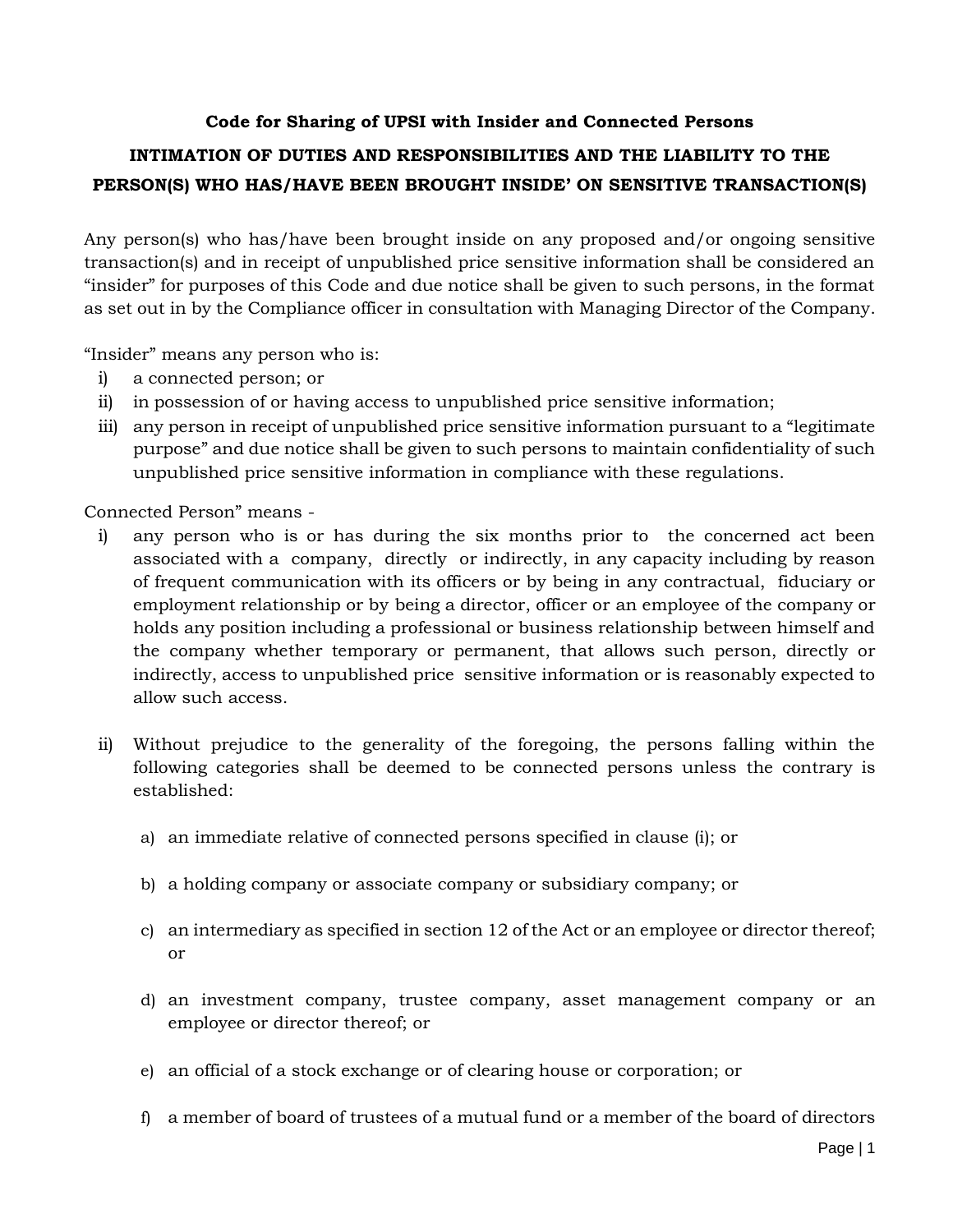**Code for Sharing of UPSI with Insider and Connected Persons**

**INTIMATION OF DUTIES AND RESPONSIBILITIES AND THE LIABILITY TO THE PERSON(S) WHO HAS/HAVE BEEN BROUGHT INSIDE' ON SENSITIVE TRANSACTION(S)**

Any person(s) who has/have been brought inside on any proposed and/or ongoing sensitive transaction(s) and in receipt of unpublished price sensitive information shall be considered an "insider" for purposes of this Code and due notice shall be given to such persons, in the format as set out in by the Compliance officer in consultation with Managing Director of the Company.

"Insider" means any person who is:

i) a connected person; or
ii) in possession of or having access to unpublished price sensitive information;
iii) any person in receipt of unpublished price sensitive information pursuant to a "legitimate purpose" and due notice shall be given to such persons to maintain confidentiality of such unpublished price sensitive information in compliance with these regulations.

Connected Person" means -

i) any person who is or has during the six months prior to the concerned act been associated with a company, directly or indirectly, in any capacity including by reason of frequent communication with its officers or by being in any contractual, fiduciary or employment relationship or by being a director, officer or an employee of the company or holds any position including a professional or business relationship between himself and the company whether temporary or permanent, that allows such person, directly or indirectly, access to unpublished price sensitive information or is reasonably expected to allow such access.

ii) Without prejudice to the generality of the foregoing, the persons falling within the following categories shall be deemed to be connected persons unless the contrary is established:

   a) an immediate relative of connected persons specified in clause (i); or

   b) a holding company or associate company or subsidiary company; or

   c) an intermediary as specified in section 12 of the Act or an employee or director thereof; or

   d) an investment company, trustee company, asset management company or an employee or director thereof; or

   e) an official of a stock exchange or of clearing house or corporation; or

   f) a member of board of trustees of a mutual fund or a member of the board of directors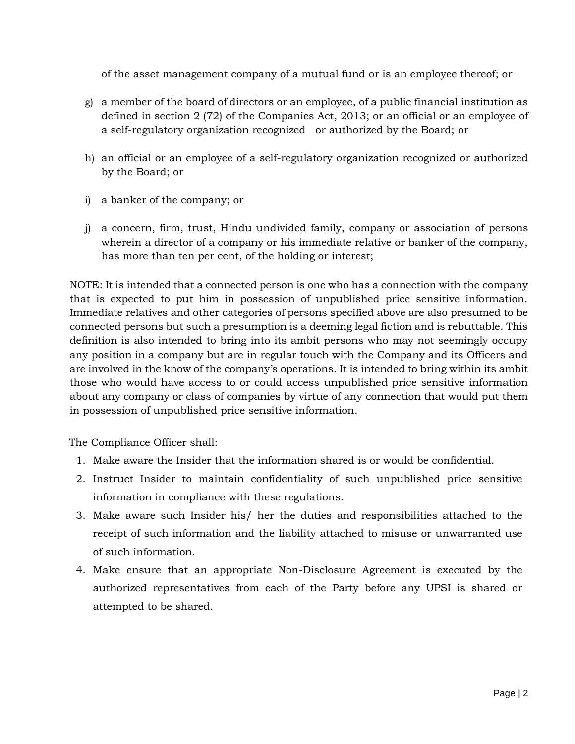of the asset management company of a mutual fund or is an employee thereof; or

g) a member of the board of directors or an employee, of a public financial institution as defined in section 2 (72) of the Companies Act, 2013; or an official or an employee of a self-regulatory organization recognized or authorized by the Board; or

h) an official or an employee of a self-regulatory organization recognized or authorized by the Board; or

i) a banker of the company; or

j) a concern, firm, trust, Hindu undivided family, company or association of persons wherein a director of a company or his immediate relative or banker of the company, has more than ten per cent, of the holding or interest;

NOTE: It is intended that a connected person is one who has a connection with the company that is expected to put him in possession of unpublished price sensitive information. Immediate relatives and other categories of persons specified above are also presumed to be connected persons but such a presumption is a deeming legal fiction and is rebuttable. This definition is also intended to bring into its ambit persons who may not seemingly occupy any position in a company but are in regular touch with the Company and its Officers and are involved in the know of the company's operations. It is intended to bring within its ambit those who would have access to or could access unpublished price sensitive information about any company or class of companies by virtue of any connection that would put them in possession of unpublished price sensitive information.

The Compliance Officer shall:

1. Make aware the Insider that the information shared is or would be confidential.
2. Instruct Insider to maintain confidentiality of such unpublished price sensitive information in compliance with these regulations.
3. Make aware such Insider his/ her the duties and responsibilities attached to the receipt of such information and the liability attached to misuse or unwarranted use of such information.
4. Make ensure that an appropriate Non-Disclosure Agreement is executed by the authorized representatives from each of the Party before any UPSI is shared or attempted to be shared.